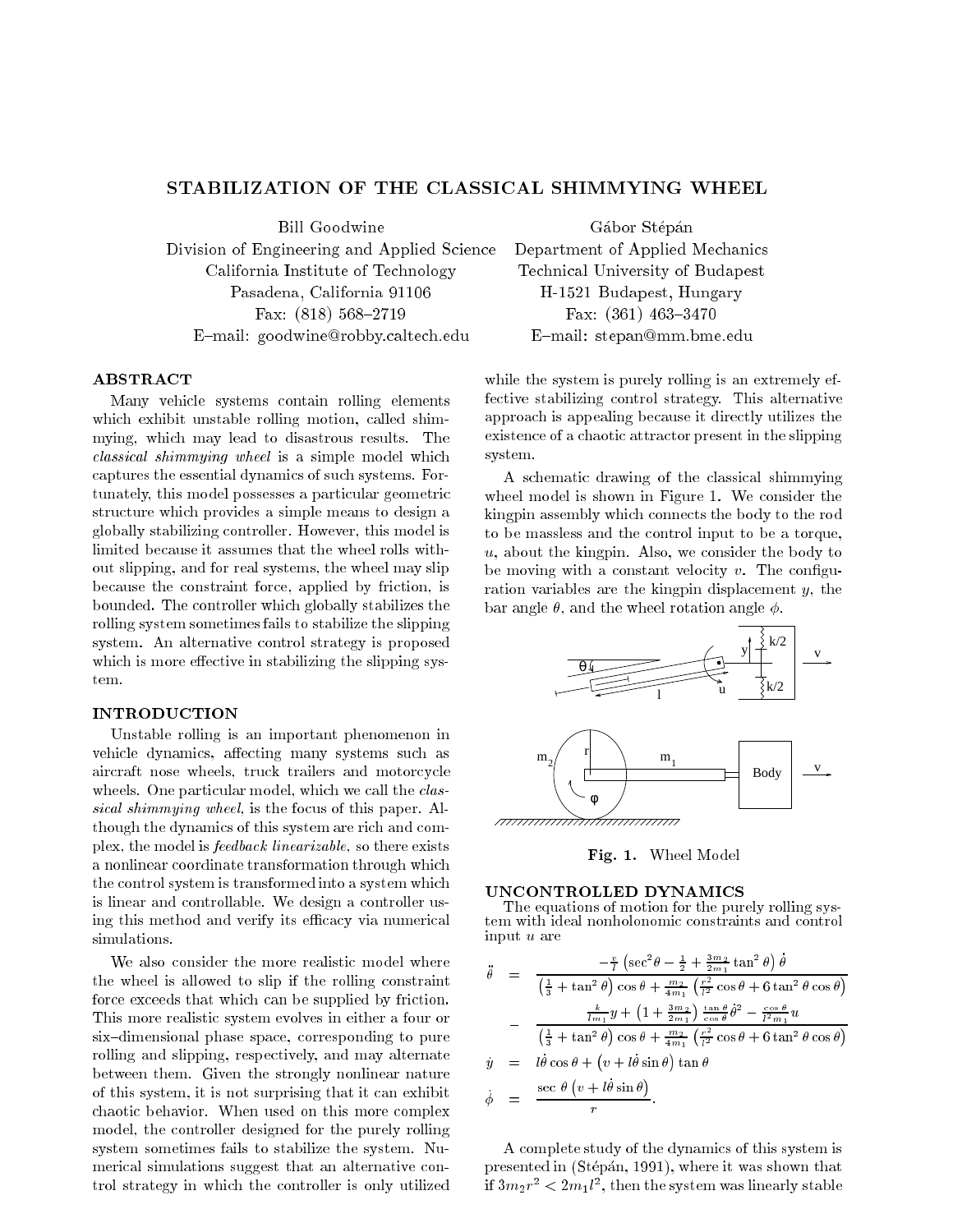# STABILIZATION OF THE CLASSICAL SHIMMYING WHEEL

Bill Goodwine
Division of Engineering and Applied Science
California Institute of Technology
Pasadena, California 91106
Fax: (818) 568–2719
E–mail: goodwine@robby.caltech.edu

Gábor Stépán
Department of Applied Mechanics
Technical University of Budapest
H-1521 Budapest, Hungary
Fax: (361) 463–3470
E–mail: stepan@mm.bme.edu

## ABSTRACT

Many vehicle systems contain rolling elements which exhibit unstable rolling motion, called shimmying, which may lead to disastrous results. The *classical shimmying wheel* is a simple model which captures the essential dynamics of such systems. Fortunately, this model possesses a particular geometric structure which provides a simple means to design a globally stabilizing controller. However, this model is limited because it assumes that the wheel rolls without slipping, and for real systems, the wheel may slip because the constraint force, applied by friction, is bounded. The controller which globally stabilizes the rolling system sometimes fails to stabilize the slipping system. An alternative control strategy is proposed which is more effective in stabilizing the slipping system.

## INTRODUCTION

Unstable rolling is an important phenomenon in vehicle dynamics, affecting many systems such as aircraft nose wheels, truck trailers and motorcycle wheels. One particular model, which we call the *classical shimmying wheel*, is the focus of this paper. Although the dynamics of this system are rich and complex, the model is *feedback linearizable*, so there exists a nonlinear coordinate transformation through which the control system is transformed into a system which is linear and controllable. We design a controller using this method and verify its efficacy via numerical simulations.

We also consider the more realistic model where the wheel is allowed to slip if the rolling constraint force exceeds that which can be supplied by friction. This more realistic system evolves in either a four or six–dimensional phase space, corresponding to pure rolling and slipping, respectively, and may alternate between them. Given the strongly nonlinear nature of this system, it is not surprising that it can exhibit chaotic behavior. When used on this more complex model, the controller designed for the purely rolling system sometimes fails to stabilize the system. Numerical simulations suggest that an alternative control strategy in which the controller is only utilized while the system is purely rolling is an extremely effective stabilizing control strategy. This alternative approach is appealing because it directly utilizes the existence of a chaotic attractor present in the slipping system.

A schematic drawing of the classical shimmying wheel model is shown in Figure 1. We consider the kingpin assembly which connects the body to the rod to be massless and the control input to be a torque, $u$, about the kingpin. Also, we consider the body to be moving with a constant velocity $v$. The configuration variables are the kingpin displacement $y$, the bar angle $\theta$, and the wheel rotation angle $\phi$.

**Fig. 1.** Wheel Model

## UNCONTROLLED DYNAMICS

The equations of motion for the purely rolling system with ideal nonholonomic constraints and control input $u$ are

$$
\begin{aligned}
\ddot{\theta} &= \frac{-\frac{v}{l}\left(\sec^2\theta - \frac{1}{2} + \frac{3m_2}{2m_1}\tan^2\theta\right)\dot{\theta}}{\left(\frac{1}{3}+\tan^2\theta\right)\cos\theta + \frac{m_2}{4m_1}\left(\frac{r^2}{l^2}\cos\theta + 6\tan^2\theta\cos\theta\right)} \\
&\quad - \frac{\frac{k}{lm_1}y + \left(1+\frac{3m_2}{2m_1}\right)\frac{\tan\theta}{\cos\theta}\dot{\theta}^2 - \frac{\cos\theta}{l^2 m_1}u}{\left(\frac{1}{3}+\tan^2\theta\right)\cos\theta + \frac{m_2}{4m_1}\left(\frac{r^2}{l^2}\cos\theta + 6\tan^2\theta\cos\theta\right)} \\
\dot{y} &= l\dot{\theta}\cos\theta + \left(v + l\dot{\theta}\sin\theta\right)\tan\theta \\
\dot{\phi} &= \frac{\sec\theta\left(v + l\dot{\theta}\sin\theta\right)}{r}.
\end{aligned}
$$

A complete study of the dynamics of this system is presented in (Stépán, 1991), where it was shown that if $3m_2r^2 < 2m_1l^2$, then the system was linearly stable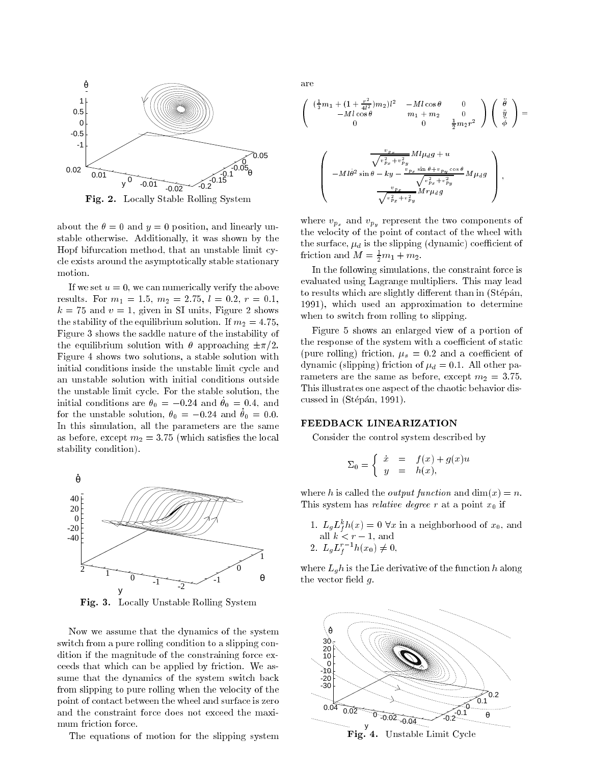Fig. 2. Locally Stable Rolling System

about the $\theta = 0$ and $y = 0$ position, and linearly unstable otherwise. Additionally, it was shown by the Hopf bifurcation method, that an unstable limit cycle exists around the asymptotically stable stationary motion.

If we set $u = 0$, we can numerically verify the above results. For $m_1 = 1.5$, $m_2 = 2.75$, $l = 0.2$, $r = 0.1$, $k = 75$ and $v = 1$, given in SI units, Figure 2 shows the stability of the equilibrium solution. If $m_2 = 4.75$, Figure 3 shows the saddle nature of the instability of the equilibrium solution with $\theta$ approaching $\pm\pi/2$. Figure 4 shows two solutions, a stable solution with initial conditions inside the unstable limit cycle and an unstable solution with initial conditions outside the unstable limit cycle. For the stable solution, the initial conditions are $\theta_0 = -0.24$ and $\dot{\theta}_0 = 0.4$, and for the unstable solution, $\theta_0 = -0.24$ and $\dot{\theta}_0 = 0.0$. In this simulation, all the parameters are the same as before, except $m_2 = 3.75$ (which satisfies the local stability condition).

Fig. 3. Locally Unstable Rolling System

Now we assume that the dynamics of the system switch from a pure rolling condition to a slipping condition if the magnitude of the constraining force exceeds that which can be applied by friction. We assume that the dynamics of the system switch back from slipping to pure rolling when the velocity of the point of contact between the wheel and surface is zero and the constraint force does not exceed the maximum friction force.

The equations of motion for the slipping system are

$$\begin{pmatrix} (\frac{1}{3}m_1 + (1+\frac{r^2}{4l^2})m_2)l^2 & -Ml\cos\theta & 0 \\ -Ml\cos\theta & m_1+m_2 & 0 \\ 0 & 0 & \frac{1}{2}m_2 r^2 \end{pmatrix} \begin{pmatrix} \ddot{\theta} \\ \ddot{y} \\ \ddot{\phi} \end{pmatrix} =$$

$$\begin{pmatrix} \frac{v_{p_x}}{\sqrt{v_{p_x}^2 + v_{p_y}^2}} Ml\mu_d g + u \\ -Ml\dot{\theta}^2 \sin\theta - ky - \frac{v_{p_x}\sin\theta + v_{p_y}\cos\theta}{\sqrt{v_{p_x}^2 + v_{p_y}^2}} M\mu_d g \\ \frac{v_{p_x}}{\sqrt{v_{p_x}^2 + v_{p_y}^2}} Mr\mu_d g \end{pmatrix},$$

where $v_{p_x}$ and $v_{p_y}$ represent the two components of the velocity of the point of contact of the wheel with the surface, $\mu_d$ is the slipping (dynamic) coefficient of friction and $M = \frac{1}{2}m_1 + m_2$.

In the following simulations, the constraint force is evaluated using Lagrange multipliers. This may lead to results which are slightly different than in (Stépán, 1991), which used an approximation to determine when to switch from rolling to slipping.

Figure 5 shows an enlarged view of a portion of the response of the system with a coefficient of static (pure rolling) friction, $\mu_s = 0.2$ and a coefficient of dynamic (slipping) friction of $\mu_d = 0.1$. All other parameters are the same as before, except $m_2 = 3.75$. This illustrates one aspect of the chaotic behavior discussed in (Stépán, 1991).

## FEEDBACK LINEARIZATION

Consider the control system described by

$$\Sigma_0 = \begin{cases} \dot{x} &= f(x) + g(x)u \\ y &= h(x), \end{cases}$$

where $h$ is called the *output function* and $\dim(x) = n$. This system has *relative degree* $r$ at a point $x_0$ if

1. $L_g L_f^k h(x) = 0 \; \forall x$ in a neighborhood of $x_0$, and all $k < r - 1$, and
2. $L_g L_f^{r-1} h(x_0) \neq 0$,

where $L_g h$ is the Lie derivative of the function $h$ along the vector field $g$.

Fig. 4. Unstable Limit Cycle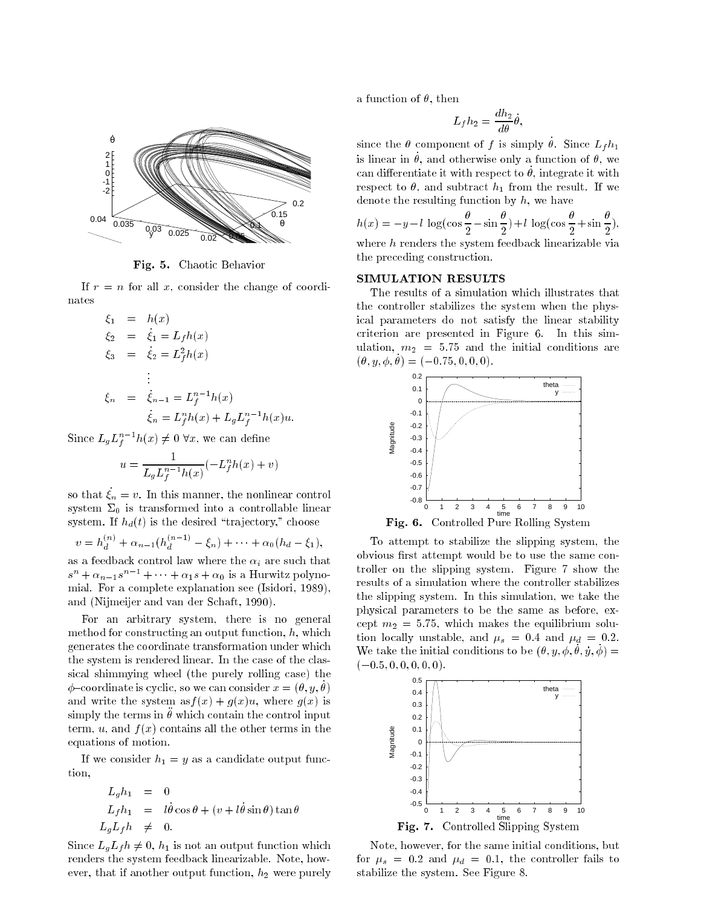Fig. 5. Chaotic Behavior

If $r = n$ for all $x$, consider the change of coordinates

$$
\begin{aligned}
\xi_1 &= h(x) \\
\xi_2 &= \dot{\xi}_1 = L_f h(x) \\
\xi_3 &= \dot{\xi}_2 = L_f^2 h(x) \\
&\vdots \\
\xi_n &= \dot{\xi}_{n-1} = L_f^{n-1} h(x) \\
&\dot{\xi}_n = L_f^n h(x) + L_g L_f^{n-1} h(x) u.
\end{aligned}
$$

Since $L_g L_f^{n-1} h(x) \neq 0 \; \forall x$, we can define

$$
u = \frac{1}{L_g L_f^{n-1} h(x)} (-L_f^n h(x) + v)
$$

so that $\dot{\xi}_n = v$. In this manner, the nonlinear control system $\Sigma_0$ is transformed into a controllable linear system. If $h_d(t)$ is the desired "trajectory," choose

$$
v = h_d^{(n)} + \alpha_{n-1}(h_d^{(n-1)} - \xi_n) + \cdots + \alpha_0(h_d - \xi_1),
$$

as a feedback control law where the $\alpha_i$ are such that $s^n + \alpha_{n-1}s^{n-1} + \cdots + \alpha_1 s + \alpha_0$ is a Hurwitz polynomial. For a complete explanation see (Isidori, 1989), and (Nijmeijer and van der Schaft, 1990).

For an arbitrary system, there is no general method for constructing an output function, $h$, which generates the coordinate transformation under which the system is rendered linear. In the case of the classical shimmying wheel (the purely rolling case) the $\phi$–coordinate is cyclic, so we can consider $x = (\theta, y, \dot{\theta})$ and write the system as $f(x) + g(x)u$, where $g(x)$ is simply the terms in $\ddot{\theta}$ which contain the control input term, $u$, and $f(x)$ contains all the other terms in the equations of motion.

If we consider $h_1 = y$ as a candidate output function,

$$
\begin{aligned}
L_g h_1 &= 0 \\
L_f h_1 &= l\dot{\theta}\cos\theta + (v + l\dot{\theta}\sin\theta)\tan\theta \\
L_g L_f h &\neq 0.
\end{aligned}
$$

Since $L_g L_f h \neq 0$, $h_1$ is not an output function which renders the system feedback linearizable. Note, however, that if another output function, $h_2$ were purely a function of $\theta$, then

$$
L_f h_2 = \frac{dh_2}{d\theta}\dot{\theta},
$$

since the $\theta$ component of $f$ is simply $\dot{\theta}$. Since $L_f h_1$ is linear in $\dot{\theta}$, and otherwise only a function of $\theta$, we can differentiate it with respect to $\dot{\theta}$, integrate it with respect to $\theta$, and subtract $h_1$ from the result. If we denote the resulting function by $h$, we have

$$
h(x) = -y - l\,\log(\cos\frac{\theta}{2} - \sin\frac{\theta}{2}) + l\,\log(\cos\frac{\theta}{2} + \sin\frac{\theta}{2}),
$$

where $h$ renders the system feedback linearizable via the preceding construction.

## SIMULATION RESULTS

The results of a simulation which illustrates that the controller stabilizes the system when the physical parameters do not satisfy the linear stability criterion are presented in Figure 6. In this simulation, $m_2 = 5.75$ and the initial conditions are $(\theta, y, \phi, \dot{\theta}) = (-0.75, 0, 0, 0)$.

Fig. 6. Controlled Pure Rolling System

To attempt to stabilize the slipping system, the obvious first attempt would be to use the same controller on the slipping system. Figure 7 show the results of a simulation where the controller stabilizes the slipping system. In this simulation, we take the physical parameters to be the same as before, except $m_2 = 5.75$, which makes the equilibrium solution locally unstable, and $\mu_s = 0.4$ and $\mu_d = 0.2$. We take the initial conditions to be $(\theta, y, \phi, \dot{\theta}, \dot{y}, \dot{\phi}) = (-0.5, 0, 0, 0, 0, 0)$.

Fig. 7. Controlled Slipping System

Note, however, for the same initial conditions, but for $\mu_s = 0.2$ and $\mu_d = 0.1$, the controller fails to stabilize the system. See Figure 8.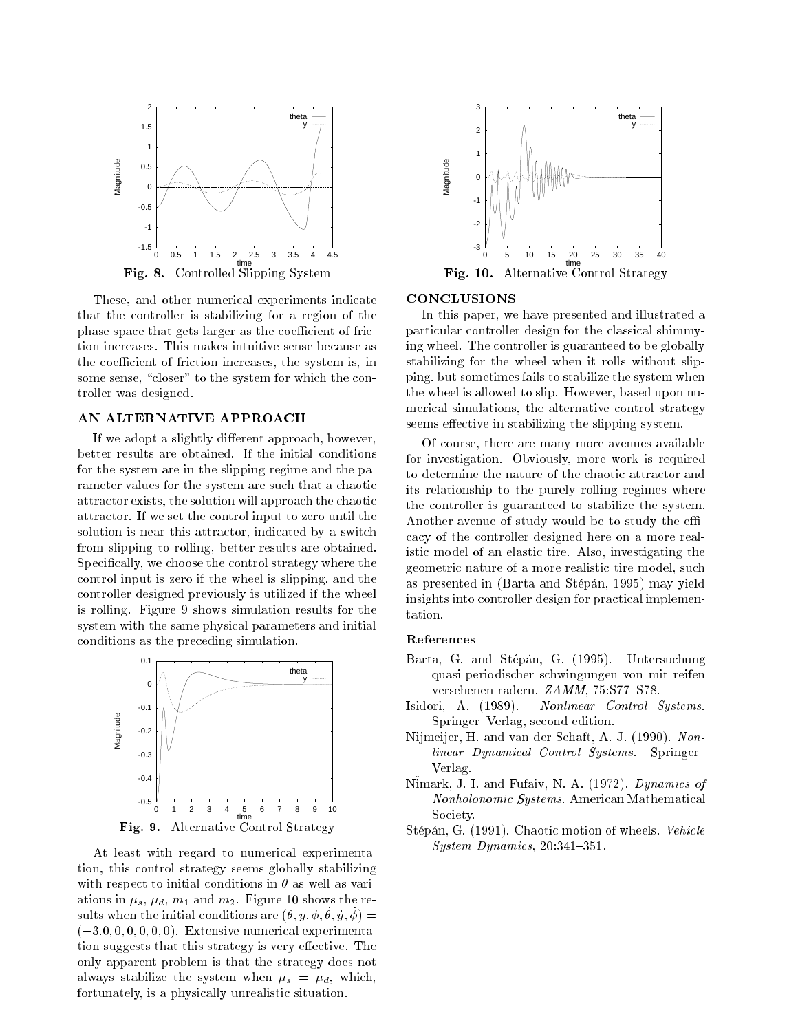2
1.5
1
0.5
0
-0.5
-1
-1.5

0 0.5 1 1.5 2 2.5 3 3.5 4 4.5

time

Magnitude

theta
y

**Fig. 8.** Controlled Slipping System

These, and other numerical experiments indicate that the controller is stabilizing for a region of the phase space that gets larger as the coefficient of friction increases. This makes intuitive sense because as the coefficient of friction increases, the system is, in some sense, "closer" to the system for which the controller was designed.

## AN ALTERNATIVE APPROACH

If we adopt a slightly different approach, however, better results are obtained. If the initial conditions for the system are in the slipping regime and the parameter values for the system are such that a chaotic attractor exists, the solution will approach the chaotic attractor. If we set the control input to zero until the solution is near this attractor, indicated by a switch from slipping to rolling, better results are obtained. Specifically, we choose the control strategy where the control input is zero if the wheel is slipping, and the controller designed previously is utilized if the wheel is rolling. Figure 9 shows simulation results for the system with the same physical parameters and initial conditions as the preceding simulation.

0.1
0
-0.1
-0.2
-0.3
-0.4
-0.5

0 1 2 3 4 5 6 7 8 9 10

time

Magnitude

theta
y

**Fig. 9.** Alternative Control Strategy

At least with regard to numerical experimentation, this control strategy seems globally stabilizing with respect to initial conditions in $\theta$ as well as variations in $\mu_s$, $\mu_d$, $m_1$ and $m_2$. Figure 10 shows the results when the initial conditions are $(\theta, y, \phi, \dot{\theta}, \dot{y}, \dot{\phi}) = (-3.0, 0, 0, 0, 0, 0)$. Extensive numerical experimentation suggests that this strategy is very effective. The only apparent problem is that the strategy does not always stabilize the system when $\mu_s = \mu_d$, which, fortunately, is a physically unrealistic situation.

3
2
1
0
-1
-2
-3

0 5 10 15 20 25 30 35 40

time

Magnitude

theta
y

**Fig. 10.** Alternative Control Strategy

## CONCLUSIONS

In this paper, we have presented and illustrated a particular controller design for the classical shimmying wheel. The controller is guaranteed to be globally stabilizing for the wheel when it rolls without slipping, but sometimes fails to stabilize the system when the wheel is allowed to slip. However, based upon numerical simulations, the alternative control strategy seems effective in stabilizing the slipping system.

Of course, there are many more avenues available for investigation. Obviously, more work is required to determine the nature of the chaotic attractor and its relationship to the purely rolling regimes where the controller is guaranteed to stabilize the system. Another avenue of study would be to study the efficacy of the controller designed here on a more realistic model of an elastic tire. Also, investigating the geometric nature of a more realistic tire model, such as presented in (Barta and Stépán, 1995) may yield insights into controller design for practical implementation.

### References

Barta, G. and Stépán, G. (1995). Untersuchung quasi-periodischer schwingungen von mit reifen versehenen radern. *ZAMM*, 75:S77–S78.

Isidori, A. (1989). *Nonlinear Control Systems*. Springer–Verlag, second edition.

Nijmeijer, H. and van der Schaft, A. J. (1990). *Nonlinear Dynamical Control Systems*. Springer–Verlag.

Nĭmark, J. I. and Fufaiv, N. A. (1972). *Dynamics of Nonholonomic Systems*. American Mathematical Society.

Stépán, G. (1991). Chaotic motion of wheels. *Vehicle System Dynamics*, 20:341–351.